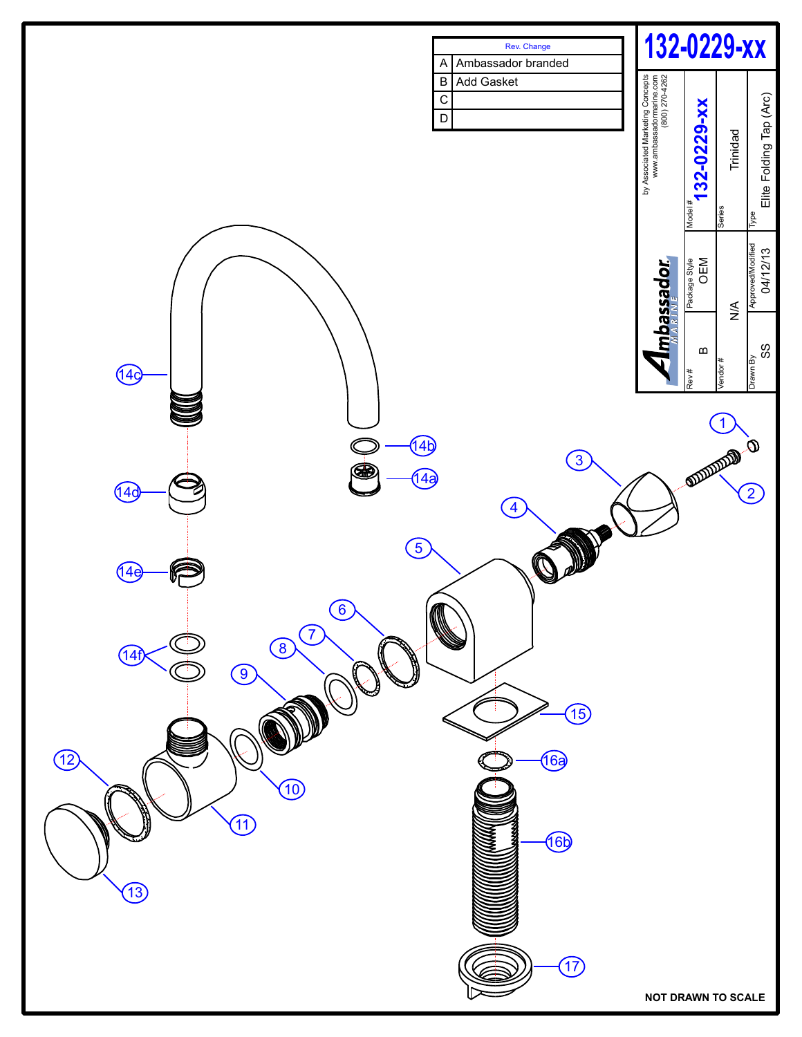| | Rev. Change |
|---|---|
| A | Ambassador branded |
| B | Add Gasket |
| C | |
| D | |

# 132-0229-xx

by Associated Marketing Concepts
www.ambassadormarine.com
(800) 270-4262

Ambassador MARINE

| | |
|---|---|
| Model # | 132-0229-xx |
| Series | Trinidad |
| Type | Elite Folding Tap (Arc) |
| Rev # | B |
| Package Style | OEM |
| Vendor # | N/A |
| Drawn By | SS |
| Approved/Modified | 04/12/13 |

14c
14b
14a
14d
14e
14f
1
2
3
4
5
6
7
8
9
10
11
12
13
15
16a
16b
17

**NOT DRAWN TO SCALE**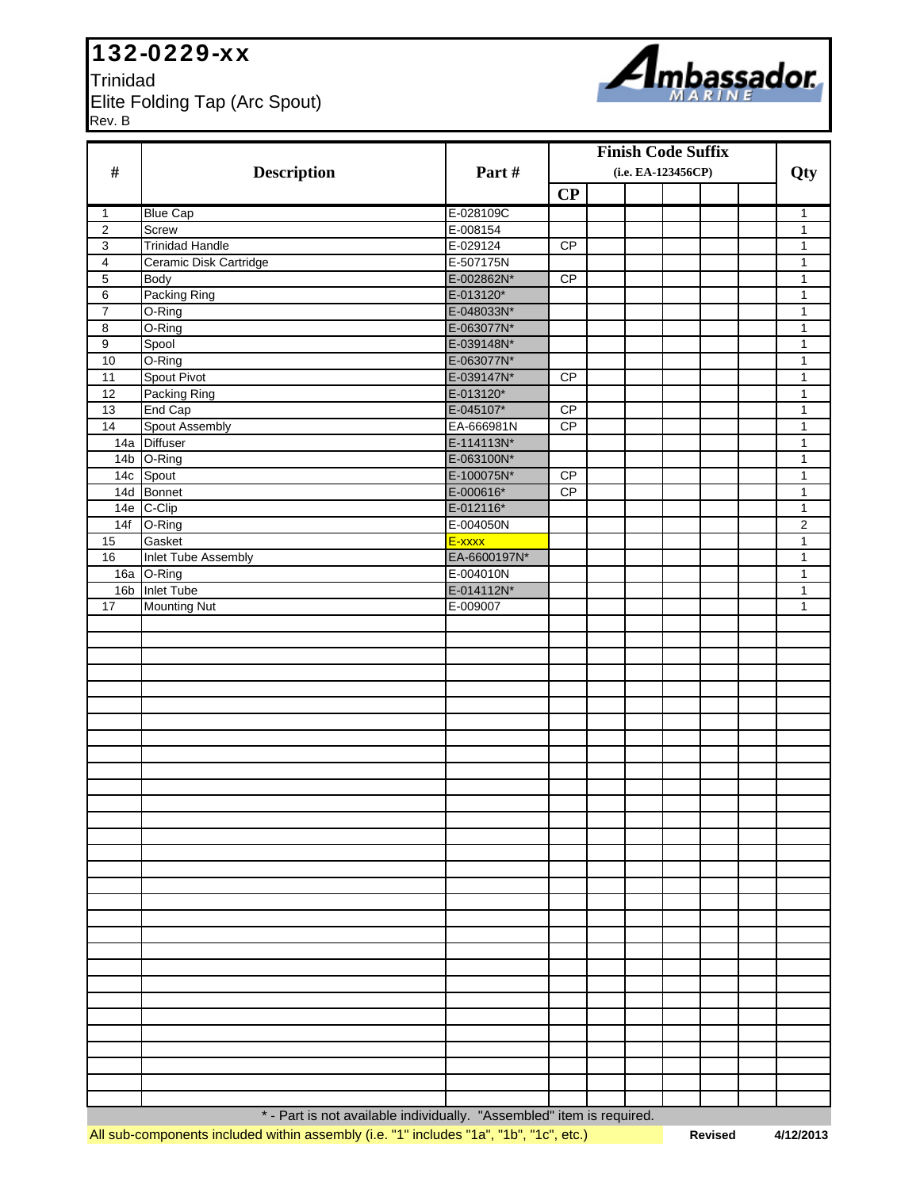# 132-0229-xx

Trinidad

Elite Folding Tap (Arc Spout)

Rev. B

Ambassador MARINE

| # | Description | Part # | Finish Code Suffix (i.e. EA-123456CP) | | | | | | Qty |
|---|---|---|---|---|---|---|---|---|---|
| | | | CP | | | | | | |
| 1 | Blue Cap | E-028109C | | | | | | | 1 |
| 2 | Screw | E-008154 | | | | | | | 1 |
| 3 | Trinidad Handle | E-029124 | CP | | | | | | 1 |
| 4 | Ceramic Disk Cartridge | E-507175N | | | | | | | 1 |
| 5 | Body | E-002862N* | CP | | | | | | 1 |
| 6 | Packing Ring | E-013120* | | | | | | | 1 |
| 7 | O-Ring | E-048033N* | | | | | | | 1 |
| 8 | O-Ring | E-063077N* | | | | | | | 1 |
| 9 | Spool | E-039148N* | | | | | | | 1 |
| 10 | O-Ring | E-063077N* | | | | | | | 1 |
| 11 | Spout Pivot | E-039147N* | CP | | | | | | 1 |
| 12 | Packing Ring | E-013120* | | | | | | | 1 |
| 13 | End Cap | E-045107* | CP | | | | | | 1 |
| 14 | Spout Assembly | EA-666981N | CP | | | | | | 1 |
| 14a | Diffuser | E-114113N* | | | | | | | 1 |
| 14b | O-Ring | E-063100N* | | | | | | | 1 |
| 14c | Spout | E-100075N* | CP | | | | | | 1 |
| 14d | Bonnet | E-000616* | CP | | | | | | 1 |
| 14e | C-Clip | E-012116* | | | | | | | 1 |
| 14f | O-Ring | E-004050N | | | | | | | 2 |
| 15 | Gasket | E-xxxx | | | | | | | 1 |
| 16 | Inlet Tube Assembly | EA-6600197N* | | | | | | | 1 |
| 16a | O-Ring | E-004010N | | | | | | | 1 |
| 16b | Inlet Tube | E-014112N* | | | | | | | 1 |
| 17 | Mounting Nut | E-009007 | | | | | | | 1 |

\* - Part is not available individually. "Assembled" item is required.

All sub-components included within assembly (i.e. "1" includes "1a", "1b", "1c", etc.)

**Revised** **4/12/2013**